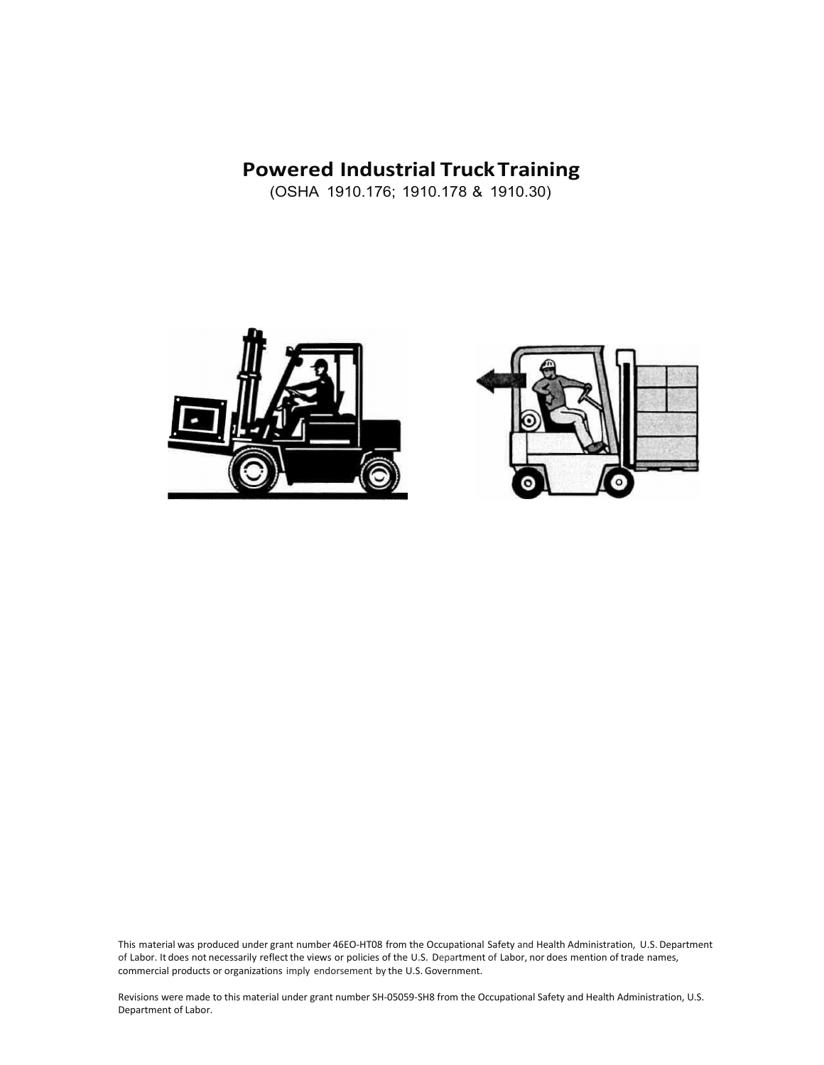# Powered Industrial Truck Training

(OSHA 1910.176; 1910.178 & 1910.30)

This material was produced under grant number 46EO-HT08 from the Occupational Safety and Health Administration, U.S. Department of Labor. It does not necessarily reflect the views or policies of the U.S. Department of Labor, nor does mention of trade names, commercial products or organizations imply endorsement by the U.S. Government.

Revisions were made to this material under grant number SH-05059-SH8 from the Occupational Safety and Health Administration, U.S. Department of Labor.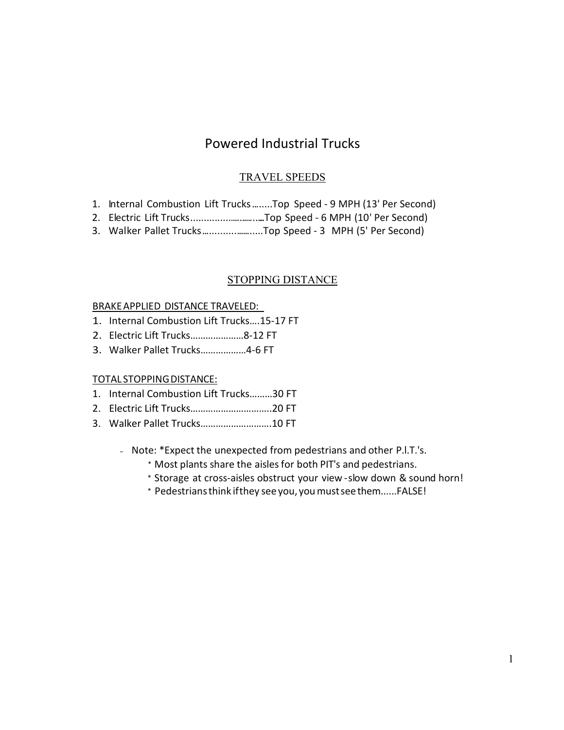# Powered Industrial Trucks

## TRAVEL SPEEDS

1. Internal Combustion Lift Trucks ........Top Speed - 9 MPH (13' Per Second)
2. Electric Lift Trucks.............................Top Speed - 6 MPH (10' Per Second)
3. Walker Pallet Trucks.........................Top Speed - 3 MPH (5' Per Second)

## STOPPING DISTANCE

BRAKE APPLIED DISTANCE TRAVELED:

1. Internal Combustion Lift Trucks….15-17 FT
2. Electric Lift Trucks…………………8-12 FT
3. Walker Pallet Trucks………………4-6 FT

TOTAL STOPPING DISTANCE:

1. Internal Combustion Lift Trucks………30 FT
2. Electric Lift Trucks………………………….20 FT
3. Walker Pallet Trucks……………………….10 FT

- Note: *Expect the unexpected from pedestrians and other P.I.T.'s.
  - * Most plants share the aisles for both PIT's and pedestrians.
  - * Storage at cross-aisles obstruct your view - slow down & sound horn!
  - * Pedestrians think if they see you, you must see them......FALSE!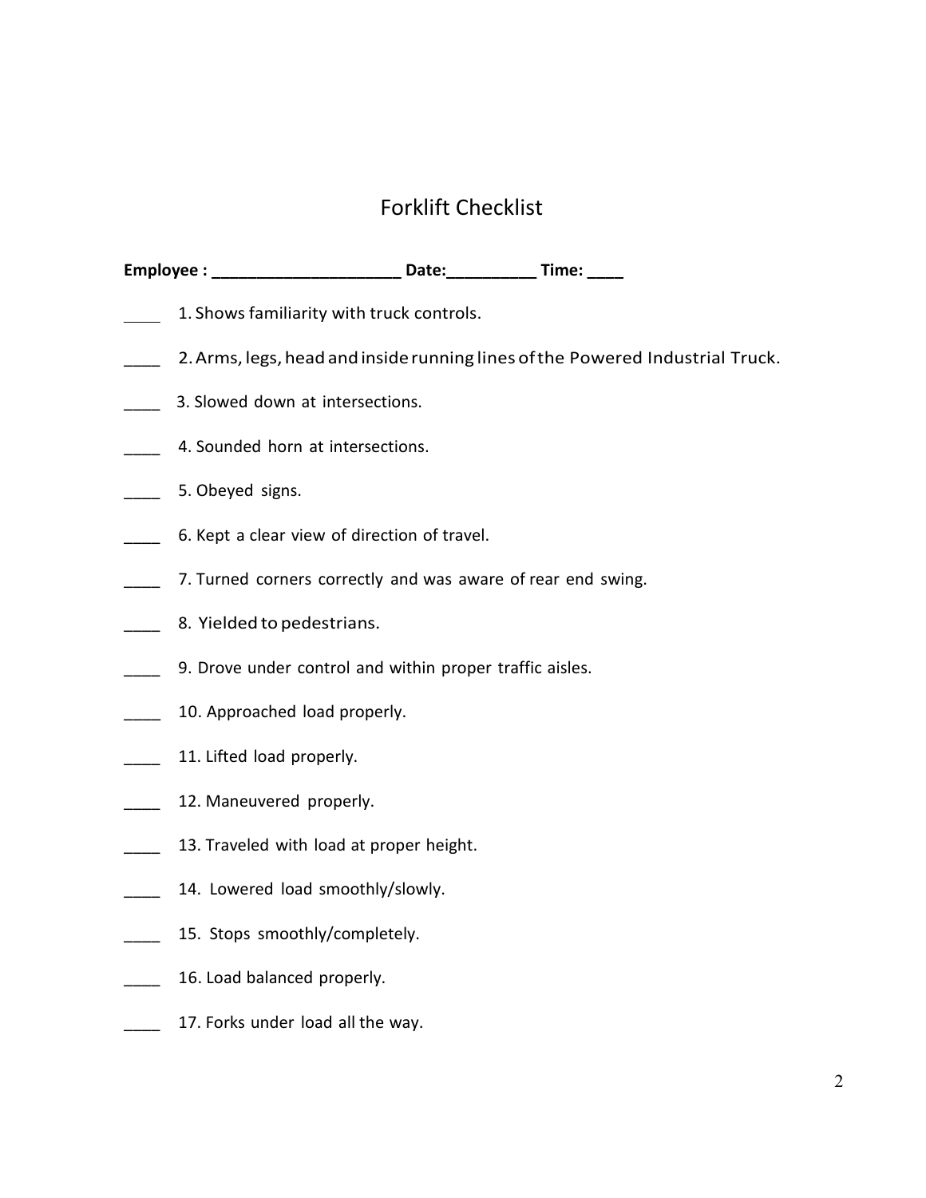# Forklift Checklist

**Employee : ____________________ Date:_________ Time: ____**

____ 1. Shows familiarity with truck controls.

____ 2. Arms, legs, head and inside running lines of the Powered Industrial Truck.

____ 3. Slowed down at intersections.

____ 4. Sounded horn at intersections.

____ 5. Obeyed signs.

____ 6. Kept a clear view of direction of travel.

____ 7. Turned corners correctly and was aware of rear end swing.

____ 8. Yielded to pedestrians.

____ 9. Drove under control and within proper traffic aisles.

____ 10. Approached load properly.

____ 11. Lifted load properly.

____ 12. Maneuvered properly.

____ 13. Traveled with load at proper height.

____ 14. Lowered load smoothly/slowly.

____ 15. Stops smoothly/completely.

____ 16. Load balanced properly.

____ 17. Forks under load all the way.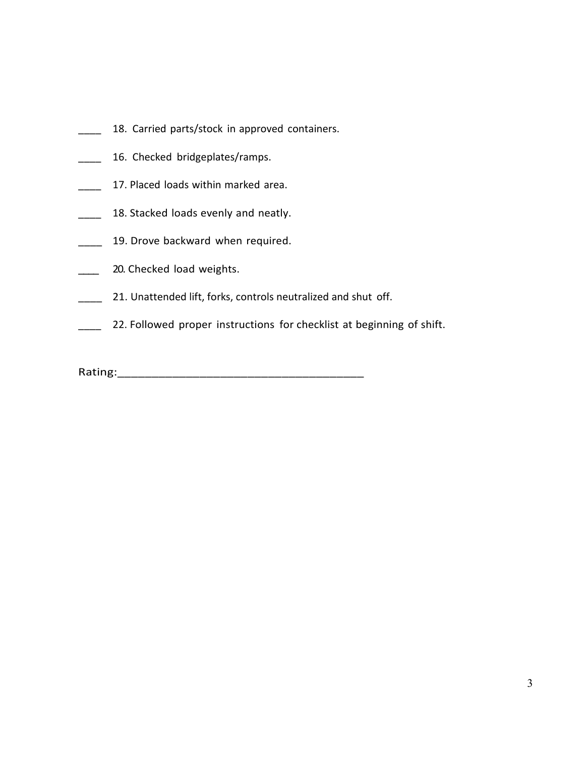____ 18. Carried parts/stock in approved containers.

____ 16. Checked bridgeplates/ramps.

____ 17. Placed loads within marked area.

____ 18. Stacked loads evenly and neatly.

____ 19. Drove backward when required.

____ 20. Checked load weights.

____ 21. Unattended lift, forks, controls neutralized and shut off.

____ 22. Followed proper instructions for checklist at beginning of shift.

Rating:________________________________________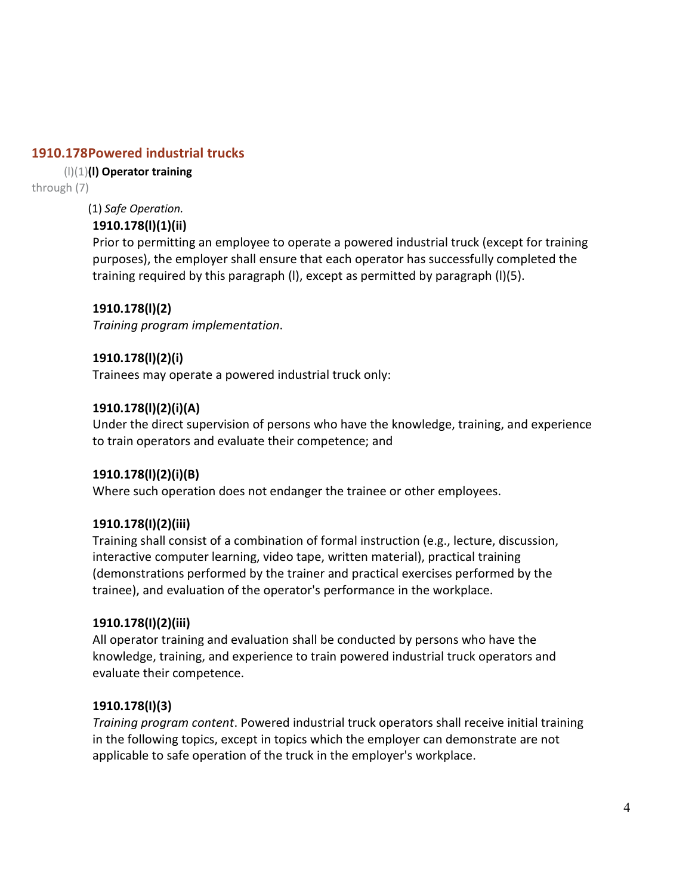## 1910.178Powered industrial trucks

(l)(1)**(l) Operator training**

through (7)

(1) *Safe Operation.*

**1910.178(l)(1)(ii)**

Prior to permitting an employee to operate a powered industrial truck (except for training purposes), the employer shall ensure that each operator has successfully completed the training required by this paragraph (l), except as permitted by paragraph (l)(5).

**1910.178(l)(2)**

*Training program implementation*.

**1910.178(l)(2)(i)**

Trainees may operate a powered industrial truck only:

**1910.178(l)(2)(i)(A)**

Under the direct supervision of persons who have the knowledge, training, and experience to train operators and evaluate their competence; and

**1910.178(l)(2)(i)(B)**

Where such operation does not endanger the trainee or other employees.

**1910.178(I)(2)(iii)**

Training shall consist of a combination of formal instruction (e.g., lecture, discussion, interactive computer learning, video tape, written material), practical training (demonstrations performed by the trainer and practical exercises performed by the trainee), and evaluation of the operator's performance in the workplace.

**1910.178(I)(2)(iii)**

All operator training and evaluation shall be conducted by persons who have the knowledge, training, and experience to train powered industrial truck operators and evaluate their competence.

**1910.178(I)(3)**

*Training program content*. Powered industrial truck operators shall receive initial training in the following topics, except in topics which the employer can demonstrate are not applicable to safe operation of the truck in the employer's workplace.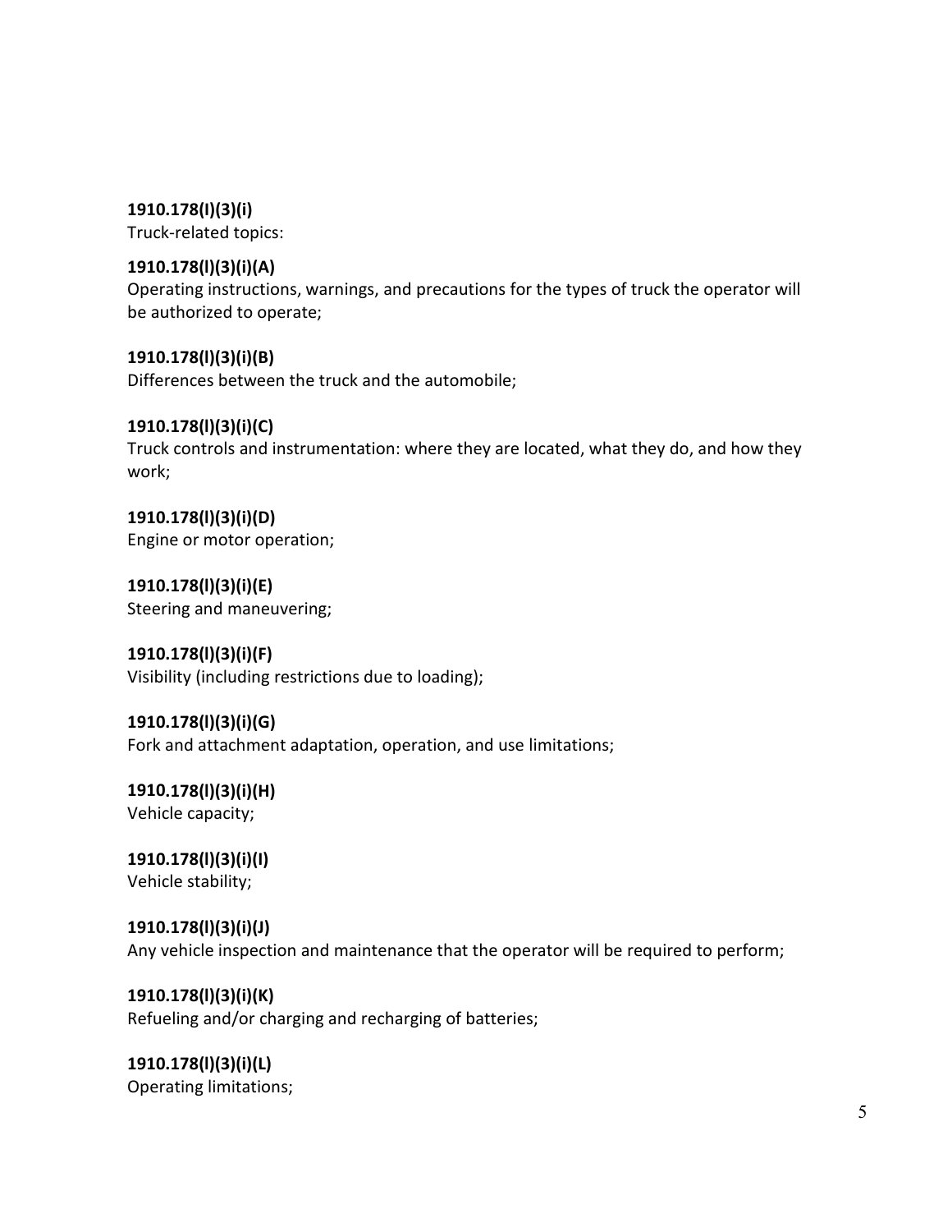**1910.178(l)(3)(i)**
Truck-related topics:

**1910.178(l)(3)(i)(A)**
Operating instructions, warnings, and precautions for the types of truck the operator will be authorized to operate;

**1910.178(l)(3)(i)(B)**
Differences between the truck and the automobile;

**1910.178(l)(3)(i)(C)**
Truck controls and instrumentation: where they are located, what they do, and how they work;

**1910.178(l)(3)(i)(D)**
Engine or motor operation;

**1910.178(l)(3)(i)(E)**
Steering and maneuvering;

**1910.178(l)(3)(i)(F)**
Visibility (including restrictions due to loading);

**1910.178(l)(3)(i)(G)**
Fork and attachment adaptation, operation, and use limitations;

**1910.178(l)(3)(i)(H)**
Vehicle capacity;

**1910.178(l)(3)(i)(I)**
Vehicle stability;

**1910.178(l)(3)(i)(J)**
Any vehicle inspection and maintenance that the operator will be required to perform;

**1910.178(l)(3)(i)(K)**
Refueling and/or charging and recharging of batteries;

**1910.178(l)(3)(i)(L)**
Operating limitations;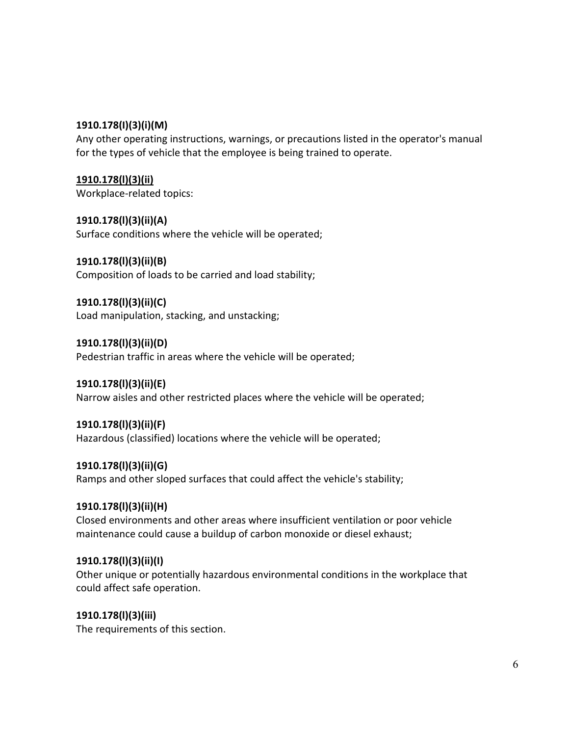**1910.178(l)(3)(i)(M)**
Any other operating instructions, warnings, or precautions listed in the operator's manual for the types of vehicle that the employee is being trained to operate.

**<u>1910.178(l)(3)(ii)</u>**
Workplace-related topics:

**1910.178(l)(3)(ii)(A)**
Surface conditions where the vehicle will be operated;

**1910.178(l)(3)(ii)(B)**
Composition of loads to be carried and load stability;

**1910.178(l)(3)(ii)(C)**
Load manipulation, stacking, and unstacking;

**1910.178(l)(3)(ii)(D)**
Pedestrian traffic in areas where the vehicle will be operated;

**1910.178(l)(3)(ii)(E)**
Narrow aisles and other restricted places where the vehicle will be operated;

**1910.178(l)(3)(ii)(F)**
Hazardous (classified) locations where the vehicle will be operated;

**1910.178(l)(3)(ii)(G)**
Ramps and other sloped surfaces that could affect the vehicle's stability;

**1910.178(l)(3)(ii)(H)**
Closed environments and other areas where insufficient ventilation or poor vehicle maintenance could cause a buildup of carbon monoxide or diesel exhaust;

**1910.178(l)(3)(ii)(I)**
Other unique or potentially hazardous environmental conditions in the workplace that could affect safe operation.

**1910.178(l)(3)(iii)**
The requirements of this section.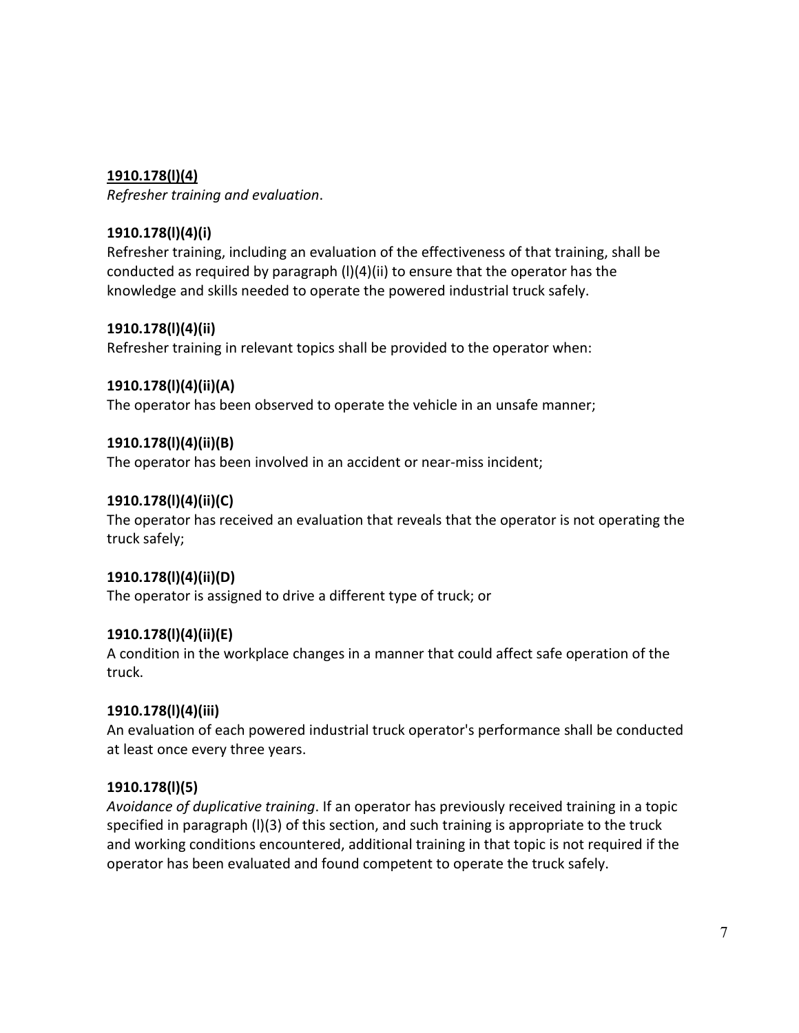**1910.178(l)(4)**

*Refresher training and evaluation*.

**1910.178(l)(4)(i)**

Refresher training, including an evaluation of the effectiveness of that training, shall be conducted as required by paragraph (l)(4)(ii) to ensure that the operator has the knowledge and skills needed to operate the powered industrial truck safely.

**1910.178(l)(4)(ii)**

Refresher training in relevant topics shall be provided to the operator when:

**1910.178(l)(4)(ii)(A)**

The operator has been observed to operate the vehicle in an unsafe manner;

**1910.178(l)(4)(ii)(B)**

The operator has been involved in an accident or near-miss incident;

**1910.178(l)(4)(ii)(C)**

The operator has received an evaluation that reveals that the operator is not operating the truck safely;

**1910.178(l)(4)(ii)(D)**

The operator is assigned to drive a different type of truck; or

**1910.178(l)(4)(ii)(E)**

A condition in the workplace changes in a manner that could affect safe operation of the truck.

**1910.178(l)(4)(iii)**

An evaluation of each powered industrial truck operator's performance shall be conducted at least once every three years.

**1910.178(l)(5)**

*Avoidance of duplicative training*. If an operator has previously received training in a topic specified in paragraph (l)(3) of this section, and such training is appropriate to the truck and working conditions encountered, additional training in that topic is not required if the operator has been evaluated and found competent to operate the truck safely.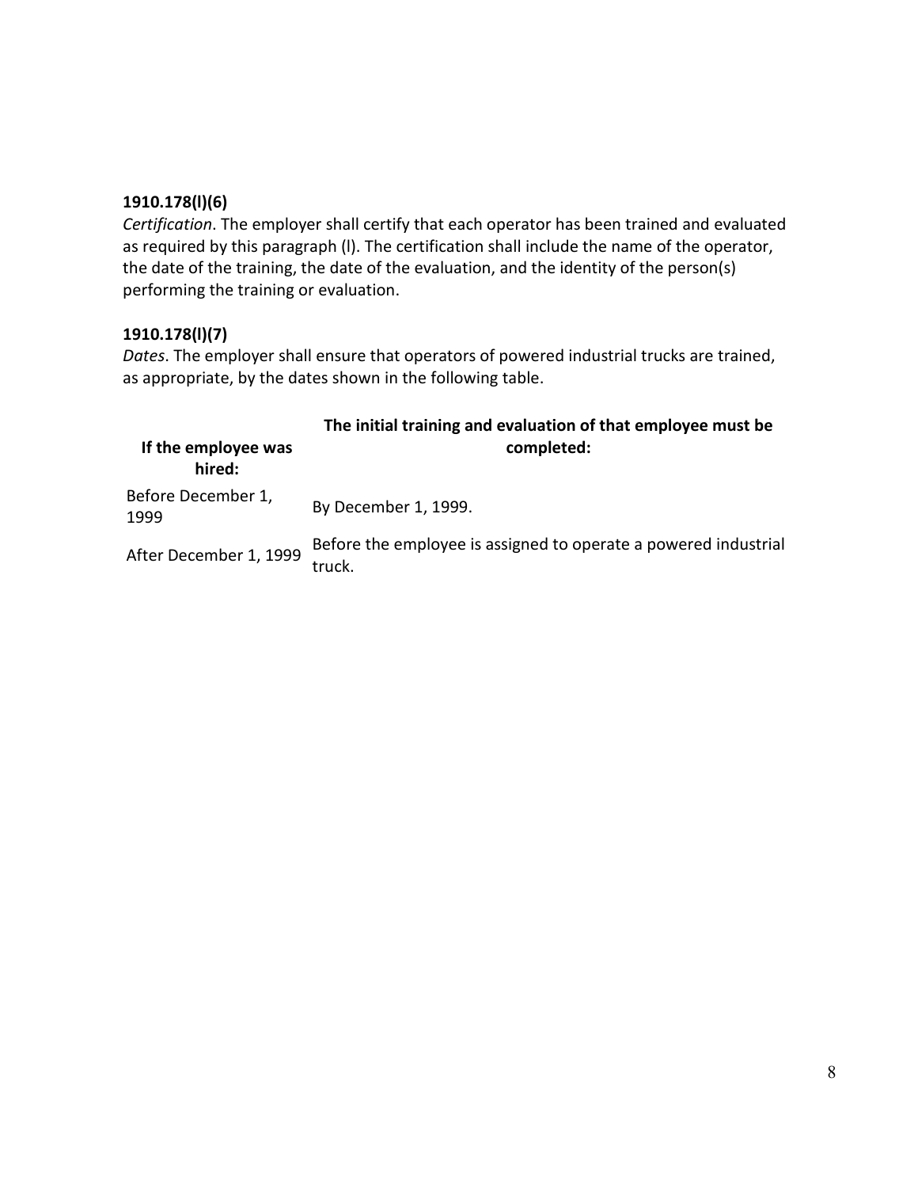**1910.178(l)(6)**

*Certification*. The employer shall certify that each operator has been trained and evaluated as required by this paragraph (l). The certification shall include the name of the operator, the date of the training, the date of the evaluation, and the identity of the person(s) performing the training or evaluation.

**1910.178(l)(7)**

*Dates*. The employer shall ensure that operators of powered industrial trucks are trained, as appropriate, by the dates shown in the following table.

| If the employee was hired: | The initial training and evaluation of that employee must be completed: |
|---|---|
| Before December 1, 1999 | By December 1, 1999. |
| After December 1, 1999 | Before the employee is assigned to operate a powered industrial truck. |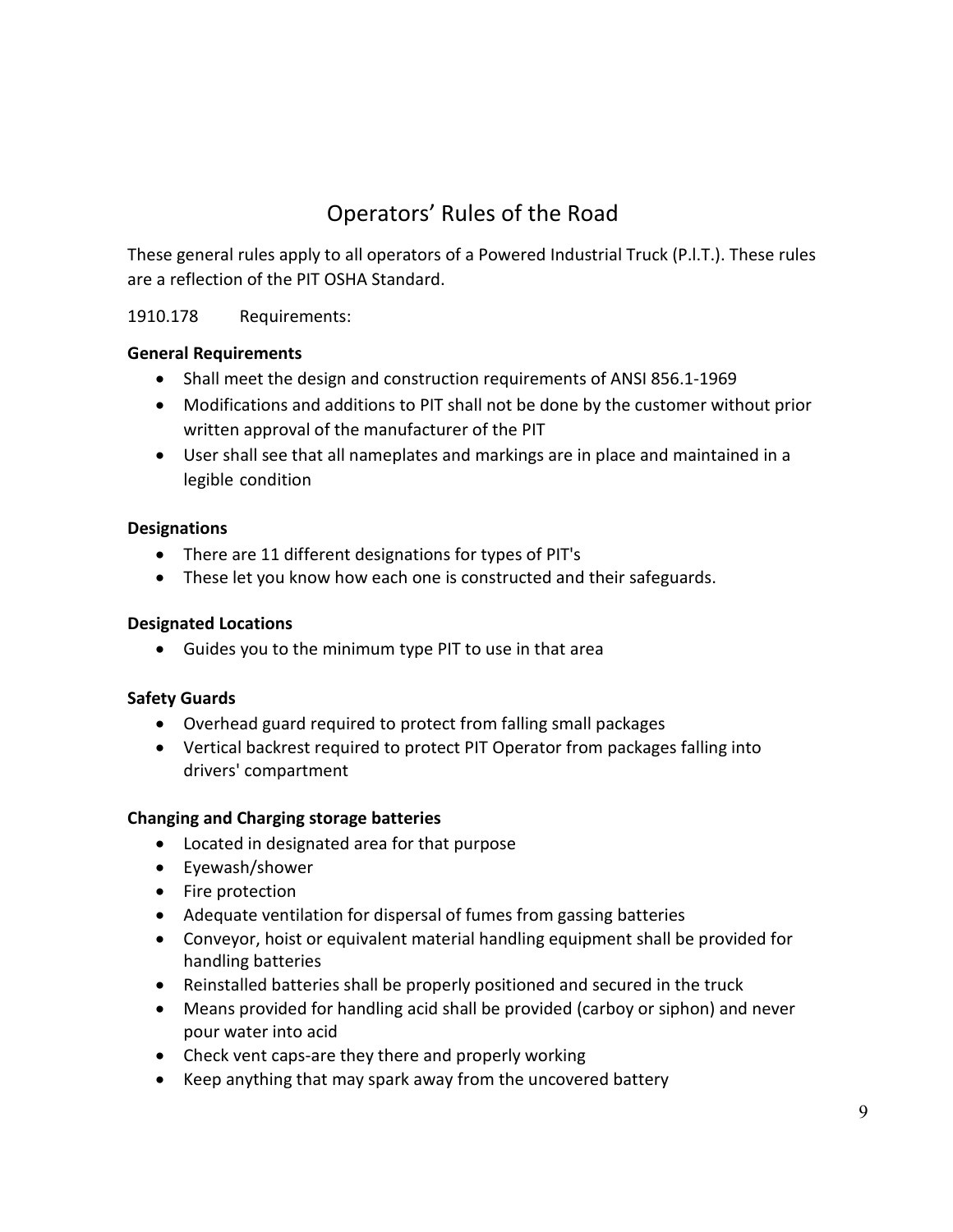# Operators' Rules of the Road

These general rules apply to all operators of a Powered Industrial Truck (P.I.T.). These rules are a reflection of the PIT OSHA Standard.

1910.178 Requirements:

**General Requirements**

- Shall meet the design and construction requirements of ANSI 856.1-1969
- Modifications and additions to PIT shall not be done by the customer without prior written approval of the manufacturer of the PIT
- User shall see that all nameplates and markings are in place and maintained in a legible condition

**Designations**

- There are 11 different designations for types of PIT's
- These let you know how each one is constructed and their safeguards.

**Designated Locations**

- Guides you to the minimum type PIT to use in that area

**Safety Guards**

- Overhead guard required to protect from falling small packages
- Vertical backrest required to protect PIT Operator from packages falling into drivers' compartment

**Changing and Charging storage batteries**

- Located in designated area for that purpose
- Eyewash/shower
- Fire protection
- Adequate ventilation for dispersal of fumes from gassing batteries
- Conveyor, hoist or equivalent material handling equipment shall be provided for handling batteries
- Reinstalled batteries shall be properly positioned and secured in the truck
- Means provided for handling acid shall be provided (carboy or siphon) and never pour water into acid
- Check vent caps-are they there and properly working
- Keep anything that may spark away from the uncovered battery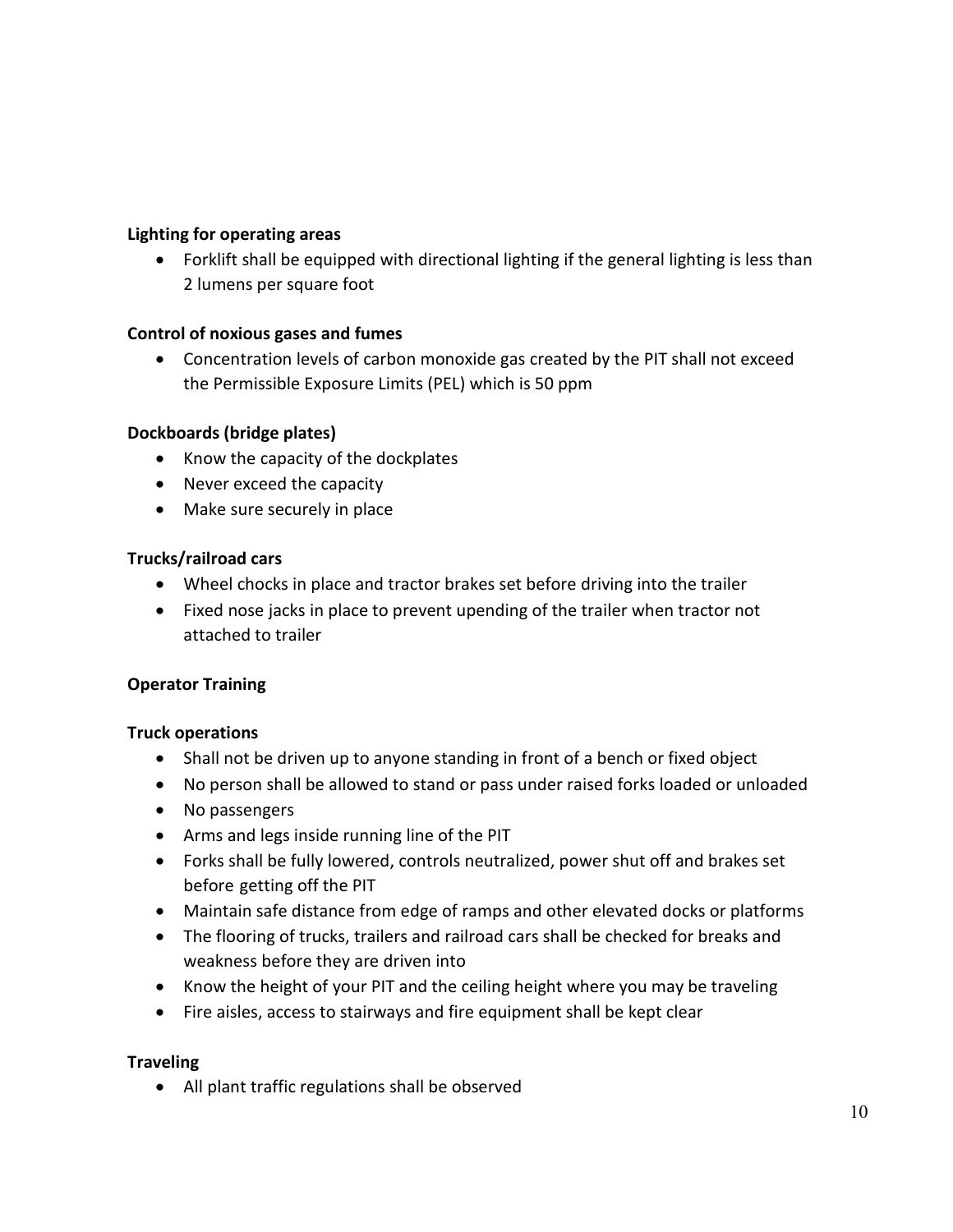**Lighting for operating areas**

- Forklift shall be equipped with directional lighting if the general lighting is less than 2 lumens per square foot

**Control of noxious gases and fumes**

- Concentration levels of carbon monoxide gas created by the PIT shall not exceed the Permissible Exposure Limits (PEL) which is 50 ppm

**Dockboards (bridge plates)**

- Know the capacity of the dockplates
- Never exceed the capacity
- Make sure securely in place

**Trucks/railroad cars**

- Wheel chocks in place and tractor brakes set before driving into the trailer
- Fixed nose jacks in place to prevent upending of the trailer when tractor not attached to trailer

**Operator Training**

**Truck operations**

- Shall not be driven up to anyone standing in front of a bench or fixed object
- No person shall be allowed to stand or pass under raised forks loaded or unloaded
- No passengers
- Arms and legs inside running line of the PIT
- Forks shall be fully lowered, controls neutralized, power shut off and brakes set before getting off the PIT
- Maintain safe distance from edge of ramps and other elevated docks or platforms
- The flooring of trucks, trailers and railroad cars shall be checked for breaks and weakness before they are driven into
- Know the height of your PIT and the ceiling height where you may be traveling
- Fire aisles, access to stairways and fire equipment shall be kept clear

**Traveling**

- All plant traffic regulations shall be observed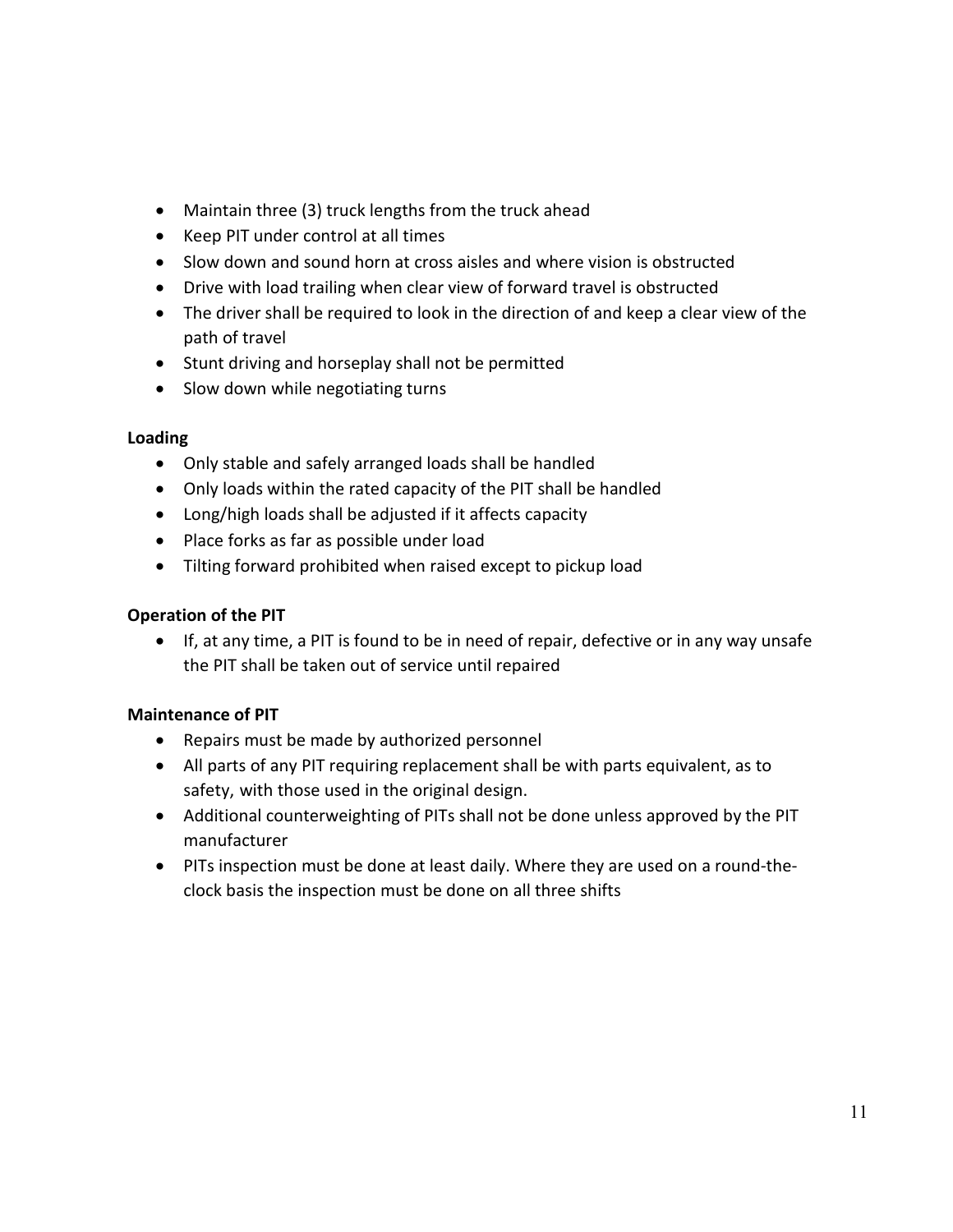- Maintain three (3) truck lengths from the truck ahead
- Keep PIT under control at all times
- Slow down and sound horn at cross aisles and where vision is obstructed
- Drive with load trailing when clear view of forward travel is obstructed
- The driver shall be required to look in the direction of and keep a clear view of the path of travel
- Stunt driving and horseplay shall not be permitted
- Slow down while negotiating turns

**Loading**

- Only stable and safely arranged loads shall be handled
- Only loads within the rated capacity of the PIT shall be handled
- Long/high loads shall be adjusted if it affects capacity
- Place forks as far as possible under load
- Tilting forward prohibited when raised except to pickup load

**Operation of the PIT**

- If, at any time, a PIT is found to be in need of repair, defective or in any way unsafe the PIT shall be taken out of service until repaired

**Maintenance of PIT**

- Repairs must be made by authorized personnel
- All parts of any PIT requiring replacement shall be with parts equivalent, as to safety, with those used in the original design.
- Additional counterweighting of PITs shall not be done unless approved by the PIT manufacturer
- PITs inspection must be done at least daily. Where they are used on a round-the-clock basis the inspection must be done on all three shifts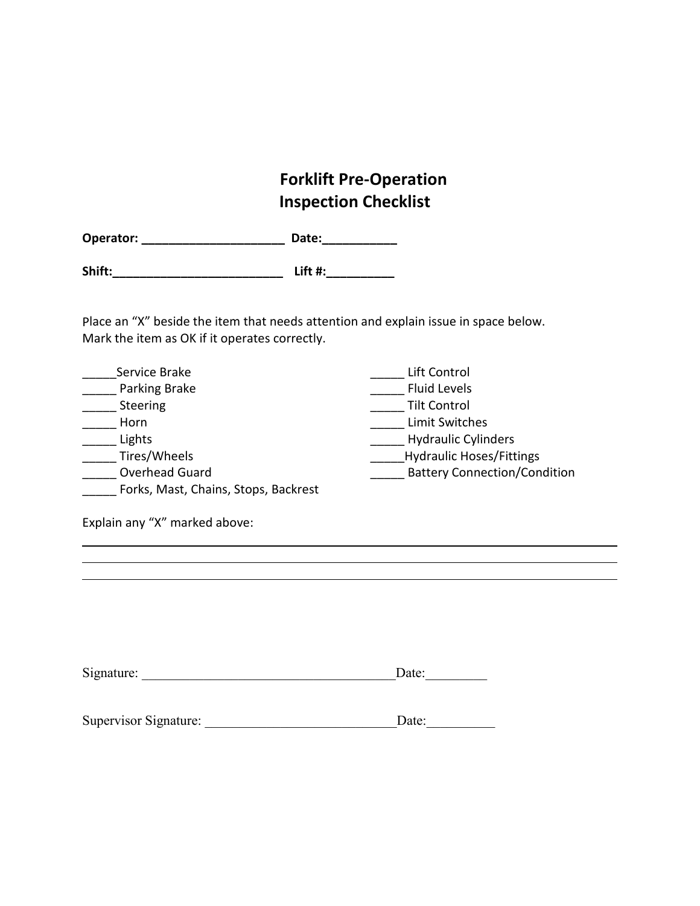# Forklift Pre-Operation Inspection Checklist

**Operator: _____________________ Date:__________**

**Shift:_________________________ Lift #:_________**

Place an "X" beside the item that needs attention and explain issue in space below.
Mark the item as OK if it operates correctly.

_____Service Brake
_____ Parking Brake
_____ Steering
_____ Horn
_____ Lights
_____ Tires/Wheels
_____ Overhead Guard
_____ Forks, Mast, Chains, Stops, Backrest

_____ Lift Control
_____ Fluid Levels
_____ Tilt Control
_____ Limit Switches
_____ Hydraulic Cylinders
_____Hydraulic Hoses/Fittings
_____ Battery Connection/Condition

Explain any "X" marked above:

_______________________________________________________________

_______________________________________________________________

_______________________________________________________________

Signature: ____________________________________Date:_________

Supervisor Signature: ____________________________Date:__________